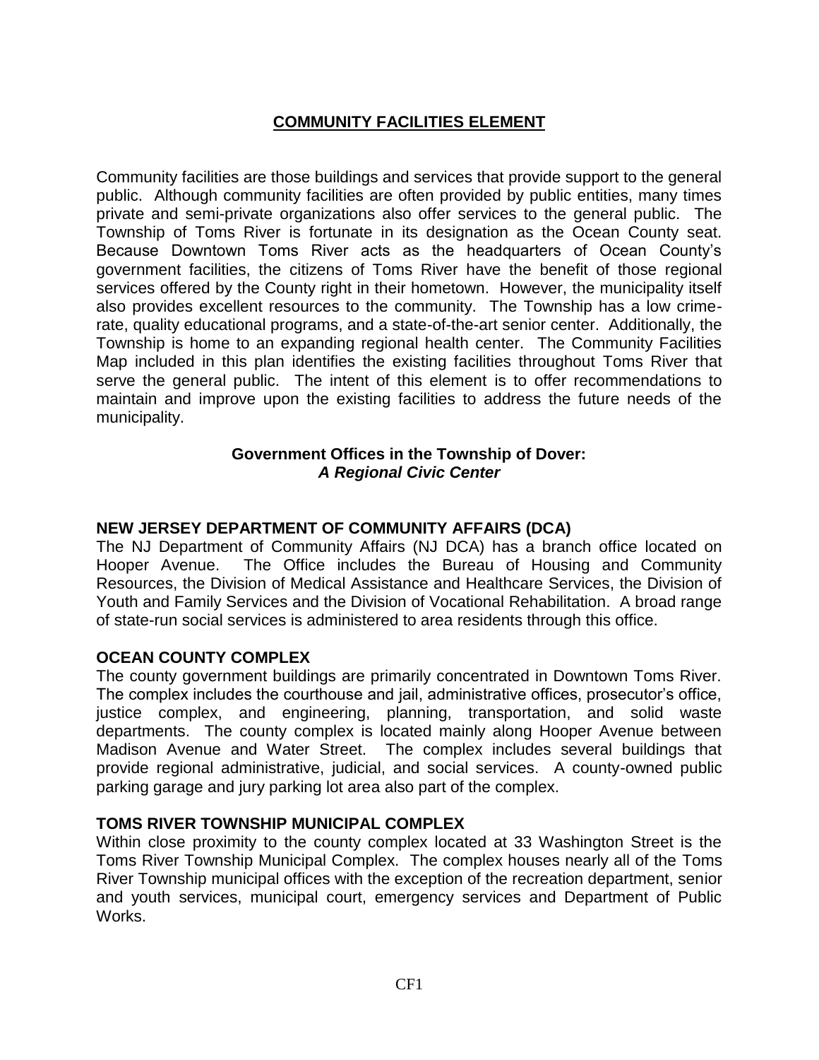# COMMUNITY FACILITIES ELEMENT

Community facilities are those buildings and services that provide support to the general public. Although community facilities are often provided by public entities, many times private and semi-private organizations also offer services to the general public. The Township of Toms River is fortunate in its designation as the Ocean County seat. Because Downtown Toms River acts as the headquarters of Ocean County's government facilities, the citizens of Toms River have the benefit of those regional services offered by the County right in their hometown. However, the municipality itself also provides excellent resources to the community. The Township has a low crime-rate, quality educational programs, and a state-of-the-art senior center. Additionally, the Township is home to an expanding regional health center. The Community Facilities Map included in this plan identifies the existing facilities throughout Toms River that serve the general public. The intent of this element is to offer recommendations to maintain and improve upon the existing facilities to address the future needs of the municipality.

## Government Offices in the Township of Dover: *A Regional Civic Center*

### NEW JERSEY DEPARTMENT OF COMMUNITY AFFAIRS (DCA)

The NJ Department of Community Affairs (NJ DCA) has a branch office located on Hooper Avenue. The Office includes the Bureau of Housing and Community Resources, the Division of Medical Assistance and Healthcare Services, the Division of Youth and Family Services and the Division of Vocational Rehabilitation. A broad range of state-run social services is administered to area residents through this office.

### OCEAN COUNTY COMPLEX

The county government buildings are primarily concentrated in Downtown Toms River. The complex includes the courthouse and jail, administrative offices, prosecutor's office, justice complex, and engineering, planning, transportation, and solid waste departments. The county complex is located mainly along Hooper Avenue between Madison Avenue and Water Street. The complex includes several buildings that provide regional administrative, judicial, and social services. A county-owned public parking garage and jury parking lot area also part of the complex.

### TOMS RIVER TOWNSHIP MUNICIPAL COMPLEX

Within close proximity to the county complex located at 33 Washington Street is the Toms River Township Municipal Complex. The complex houses nearly all of the Toms River Township municipal offices with the exception of the recreation department, senior and youth services, municipal court, emergency services and Department of Public Works.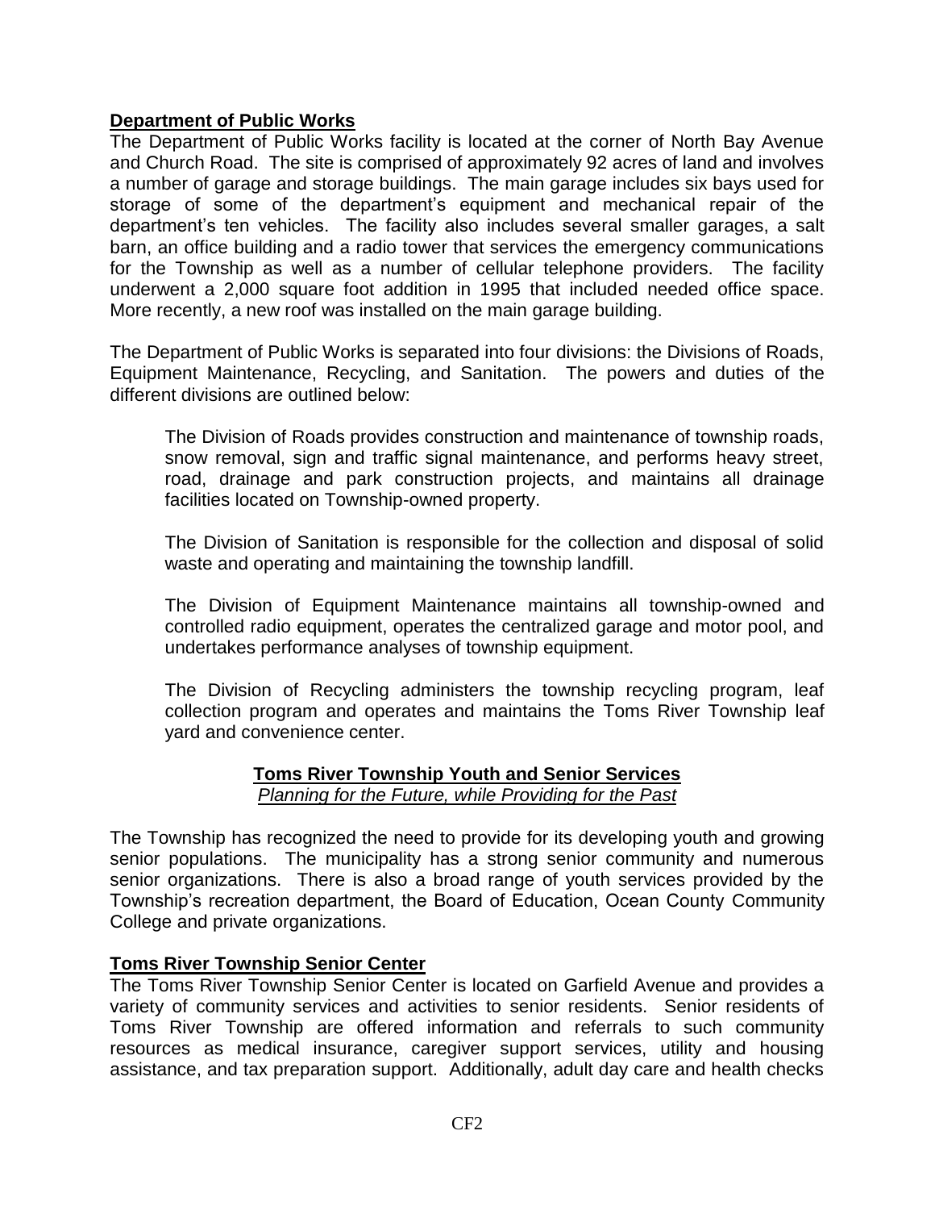## Department of Public Works

The Department of Public Works facility is located at the corner of North Bay Avenue and Church Road. The site is comprised of approximately 92 acres of land and involves a number of garage and storage buildings. The main garage includes six bays used for storage of some of the department's equipment and mechanical repair of the department's ten vehicles. The facility also includes several smaller garages, a salt barn, an office building and a radio tower that services the emergency communications for the Township as well as a number of cellular telephone providers. The facility underwent a 2,000 square foot addition in 1995 that included needed office space. More recently, a new roof was installed on the main garage building.

The Department of Public Works is separated into four divisions: the Divisions of Roads, Equipment Maintenance, Recycling, and Sanitation. The powers and duties of the different divisions are outlined below:

> The Division of Roads provides construction and maintenance of township roads, snow removal, sign and traffic signal maintenance, and performs heavy street, road, drainage and park construction projects, and maintains all drainage facilities located on Township-owned property.
>
> The Division of Sanitation is responsible for the collection and disposal of solid waste and operating and maintaining the township landfill.
>
> The Division of Equipment Maintenance maintains all township-owned and controlled radio equipment, operates the centralized garage and motor pool, and undertakes performance analyses of township equipment.
>
> The Division of Recycling administers the township recycling program, leaf collection program and operates and maintains the Toms River Township leaf yard and convenience center.

## Toms River Township Youth and Senior Services

*Planning for the Future, while Providing for the Past*

The Township has recognized the need to provide for its developing youth and growing senior populations. The municipality has a strong senior community and numerous senior organizations. There is also a broad range of youth services provided by the Township's recreation department, the Board of Education, Ocean County Community College and private organizations.

## Toms River Township Senior Center

The Toms River Township Senior Center is located on Garfield Avenue and provides a variety of community services and activities to senior residents. Senior residents of Toms River Township are offered information and referrals to such community resources as medical insurance, caregiver support services, utility and housing assistance, and tax preparation support. Additionally, adult day care and health checks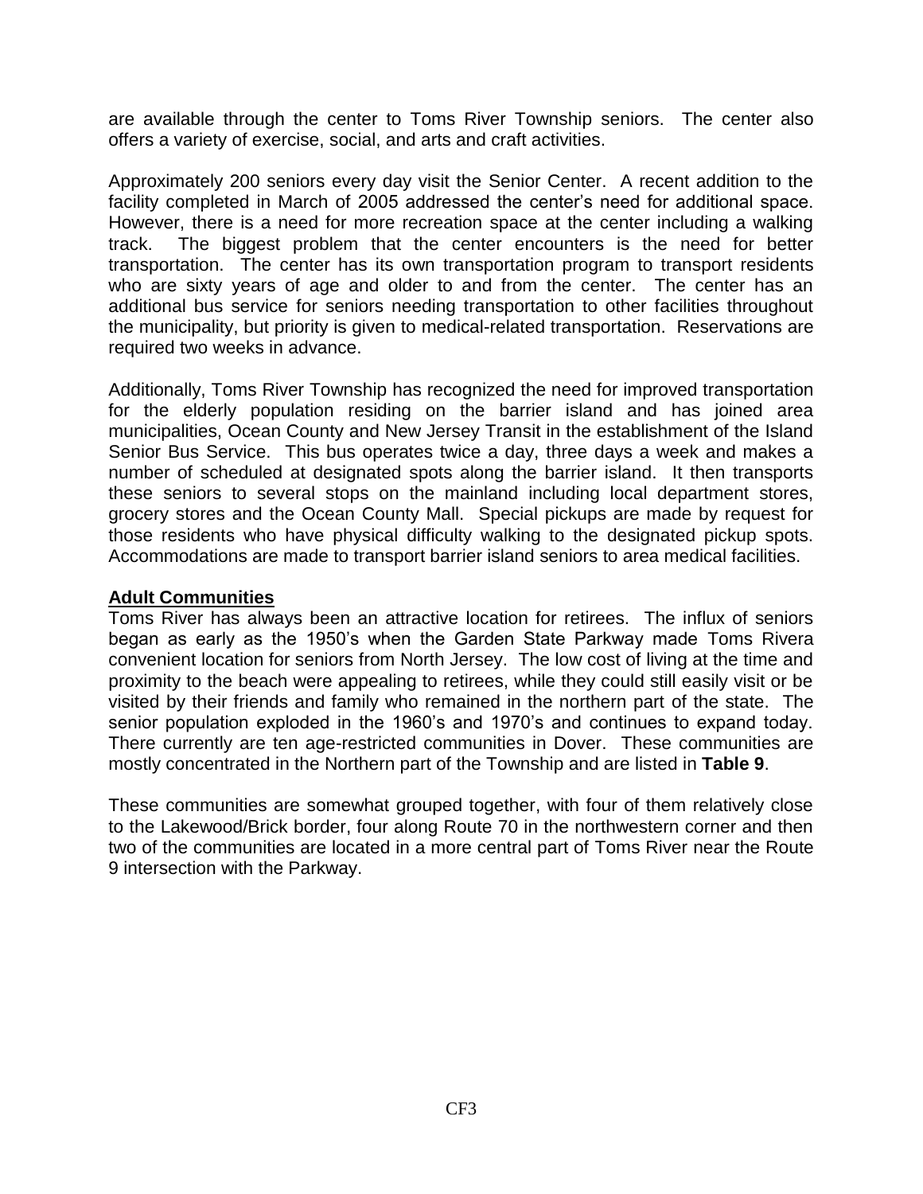are available through the center to Toms River Township seniors. The center also offers a variety of exercise, social, and arts and craft activities.

Approximately 200 seniors every day visit the Senior Center. A recent addition to the facility completed in March of 2005 addressed the center's need for additional space. However, there is a need for more recreation space at the center including a walking track. The biggest problem that the center encounters is the need for better transportation. The center has its own transportation program to transport residents who are sixty years of age and older to and from the center. The center has an additional bus service for seniors needing transportation to other facilities throughout the municipality, but priority is given to medical-related transportation. Reservations are required two weeks in advance.

Additionally, Toms River Township has recognized the need for improved transportation for the elderly population residing on the barrier island and has joined area municipalities, Ocean County and New Jersey Transit in the establishment of the Island Senior Bus Service. This bus operates twice a day, three days a week and makes a number of scheduled at designated spots along the barrier island. It then transports these seniors to several stops on the mainland including local department stores, grocery stores and the Ocean County Mall. Special pickups are made by request for those residents who have physical difficulty walking to the designated pickup spots. Accommodations are made to transport barrier island seniors to area medical facilities.

**Adult Communities**

Toms River has always been an attractive location for retirees. The influx of seniors began as early as the 1950's when the Garden State Parkway made Toms Rivera convenient location for seniors from North Jersey. The low cost of living at the time and proximity to the beach were appealing to retirees, while they could still easily visit or be visited by their friends and family who remained in the northern part of the state. The senior population exploded in the 1960's and 1970's and continues to expand today. There currently are ten age-restricted communities in Dover. These communities are mostly concentrated in the Northern part of the Township and are listed in **Table 9**.

These communities are somewhat grouped together, with four of them relatively close to the Lakewood/Brick border, four along Route 70 in the northwestern corner and then two of the communities are located in a more central part of Toms River near the Route 9 intersection with the Parkway.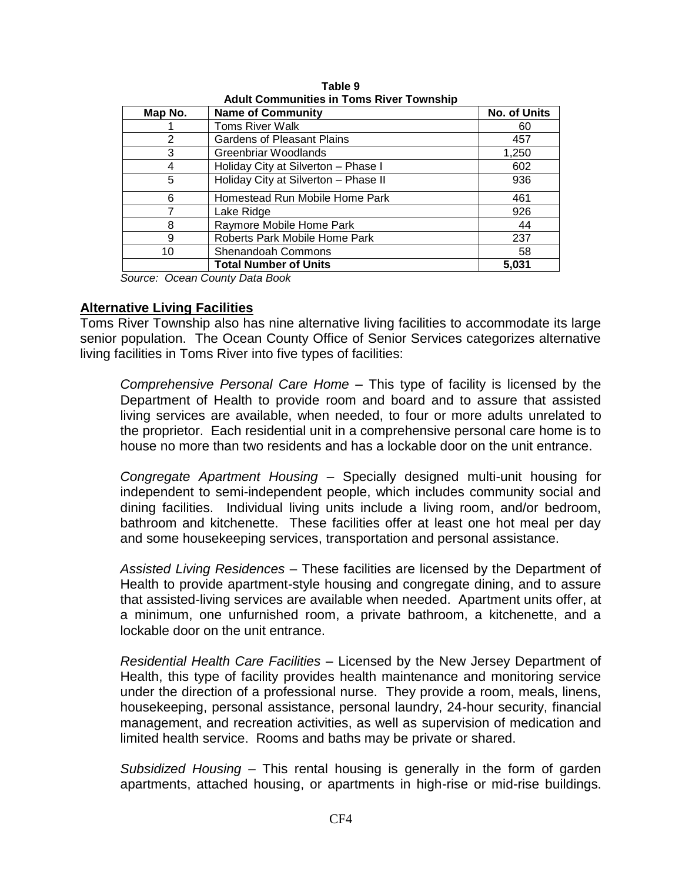**Table 9**
**Adult Communities in Toms River Township**

| Map No. | Name of Community | No. of Units |
|---|---|---|
| 1 | Toms River Walk | 60 |
| 2 | Gardens of Pleasant Plains | 457 |
| 3 | Greenbriar Woodlands | 1,250 |
| 4 | Holiday City at Silverton – Phase I | 602 |
| 5 | Holiday City at Silverton – Phase II | 936 |
| 6 | Homestead Run Mobile Home Park | 461 |
| 7 | Lake Ridge | 926 |
| 8 | Raymore Mobile Home Park | 44 |
| 9 | Roberts Park Mobile Home Park | 237 |
| 10 | Shenandoah Commons | 58 |
| | **Total Number of Units** | **5,031** |

*Source: Ocean County Data Book*

## Alternative Living Facilities

Toms River Township also has nine alternative living facilities to accommodate its large senior population. The Ocean County Office of Senior Services categorizes alternative living facilities in Toms River into five types of facilities:

*Comprehensive Personal Care Home* – This type of facility is licensed by the Department of Health to provide room and board and to assure that assisted living services are available, when needed, to four or more adults unrelated to the proprietor. Each residential unit in a comprehensive personal care home is to house no more than two residents and has a lockable door on the unit entrance.

*Congregate Apartment Housing* – Specially designed multi-unit housing for independent to semi-independent people, which includes community social and dining facilities. Individual living units include a living room, and/or bedroom, bathroom and kitchenette. These facilities offer at least one hot meal per day and some housekeeping services, transportation and personal assistance.

*Assisted Living Residences* – These facilities are licensed by the Department of Health to provide apartment-style housing and congregate dining, and to assure that assisted-living services are available when needed. Apartment units offer, at a minimum, one unfurnished room, a private bathroom, a kitchenette, and a lockable door on the unit entrance.

*Residential Health Care Facilities* – Licensed by the New Jersey Department of Health, this type of facility provides health maintenance and monitoring service under the direction of a professional nurse. They provide a room, meals, linens, housekeeping, personal assistance, personal laundry, 24-hour security, financial management, and recreation activities, as well as supervision of medication and limited health service. Rooms and baths may be private or shared.

*Subsidized Housing* – This rental housing is generally in the form of garden apartments, attached housing, or apartments in high-rise or mid-rise buildings.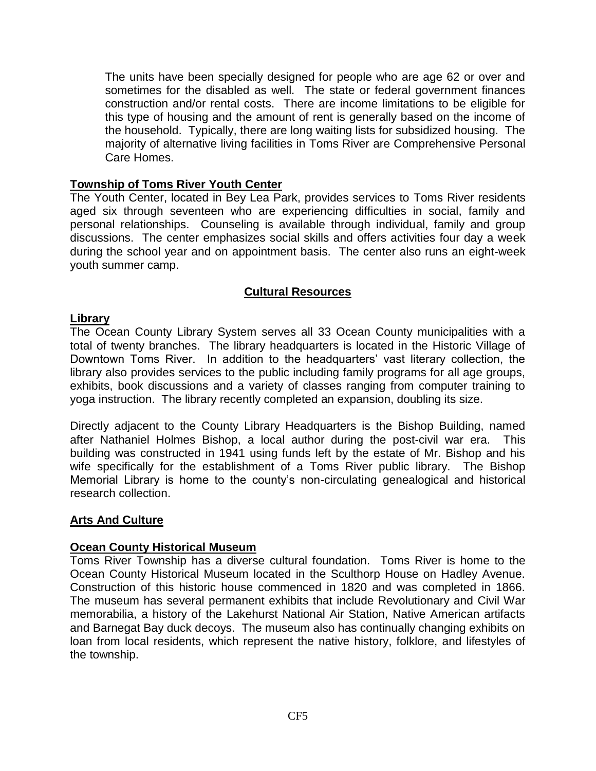The units have been specially designed for people who are age 62 or over and sometimes for the disabled as well. The state or federal government finances construction and/or rental costs. There are income limitations to be eligible for this type of housing and the amount of rent is generally based on the income of the household. Typically, there are long waiting lists for subsidized housing. The majority of alternative living facilities in Toms River are Comprehensive Personal Care Homes.

**Township of Toms River Youth Center**

The Youth Center, located in Bey Lea Park, provides services to Toms River residents aged six through seventeen who are experiencing difficulties in social, family and personal relationships. Counseling is available through individual, family and group discussions. The center emphasizes social skills and offers activities four day a week during the school year and on appointment basis. The center also runs an eight-week youth summer camp.

## Cultural Resources

**Library**

The Ocean County Library System serves all 33 Ocean County municipalities with a total of twenty branches. The library headquarters is located in the Historic Village of Downtown Toms River. In addition to the headquarters' vast literary collection, the library also provides services to the public including family programs for all age groups, exhibits, book discussions and a variety of classes ranging from computer training to yoga instruction. The library recently completed an expansion, doubling its size.

Directly adjacent to the County Library Headquarters is the Bishop Building, named after Nathaniel Holmes Bishop, a local author during the post-civil war era. This building was constructed in 1941 using funds left by the estate of Mr. Bishop and his wife specifically for the establishment of a Toms River public library. The Bishop Memorial Library is home to the county's non-circulating genealogical and historical research collection.

**Arts And Culture**

**Ocean County Historical Museum**

Toms River Township has a diverse cultural foundation. Toms River is home to the Ocean County Historical Museum located in the Sculthorp House on Hadley Avenue. Construction of this historic house commenced in 1820 and was completed in 1866. The museum has several permanent exhibits that include Revolutionary and Civil War memorabilia, a history of the Lakehurst National Air Station, Native American artifacts and Barnegat Bay duck decoys. The museum also has continually changing exhibits on loan from local residents, which represent the native history, folklore, and lifestyles of the township.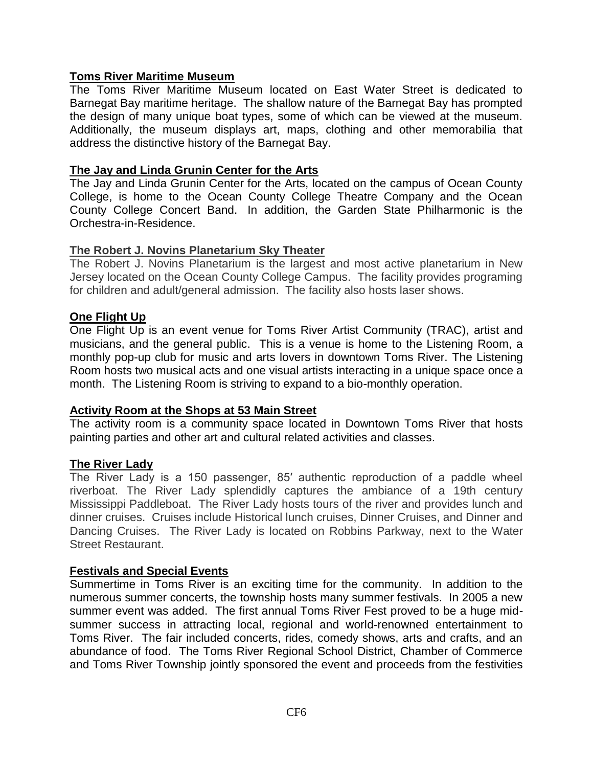**Toms River Maritime Museum**

The Toms River Maritime Museum located on East Water Street is dedicated to Barnegat Bay maritime heritage. The shallow nature of the Barnegat Bay has prompted the design of many unique boat types, some of which can be viewed at the museum. Additionally, the museum displays art, maps, clothing and other memorabilia that address the distinctive history of the Barnegat Bay.

**The Jay and Linda Grunin Center for the Arts**

The Jay and Linda Grunin Center for the Arts, located on the campus of Ocean County College, is home to the Ocean County College Theatre Company and the Ocean County College Concert Band. In addition, the Garden State Philharmonic is the Orchestra-in-Residence.

**The Robert J. Novins Planetarium Sky Theater**

The Robert J. Novins Planetarium is the largest and most active planetarium in New Jersey located on the Ocean County College Campus. The facility provides programing for children and adult/general admission. The facility also hosts laser shows.

**One Flight Up**

One Flight Up is an event venue for Toms River Artist Community (TRAC), artist and musicians, and the general public. This is a venue is home to the Listening Room, a monthly pop-up club for music and arts lovers in downtown Toms River. The Listening Room hosts two musical acts and one visual artists interacting in a unique space once a month. The Listening Room is striving to expand to a bio-monthly operation.

**Activity Room at the Shops at 53 Main Street**

The activity room is a community space located in Downtown Toms River that hosts painting parties and other art and cultural related activities and classes.

**The River Lady**

The River Lady is a 150 passenger, 85′ authentic reproduction of a paddle wheel riverboat. The River Lady splendidly captures the ambiance of a 19th century Mississippi Paddleboat. The River Lady hosts tours of the river and provides lunch and dinner cruises. Cruises include Historical lunch cruises, Dinner Cruises, and Dinner and Dancing Cruises. The River Lady is located on Robbins Parkway, next to the Water Street Restaurant.

**Festivals and Special Events**

Summertime in Toms River is an exciting time for the community. In addition to the numerous summer concerts, the township hosts many summer festivals. In 2005 a new summer event was added. The first annual Toms River Fest proved to be a huge mid-summer success in attracting local, regional and world-renowned entertainment to Toms River. The fair included concerts, rides, comedy shows, arts and crafts, and an abundance of food. The Toms River Regional School District, Chamber of Commerce and Toms River Township jointly sponsored the event and proceeds from the festivities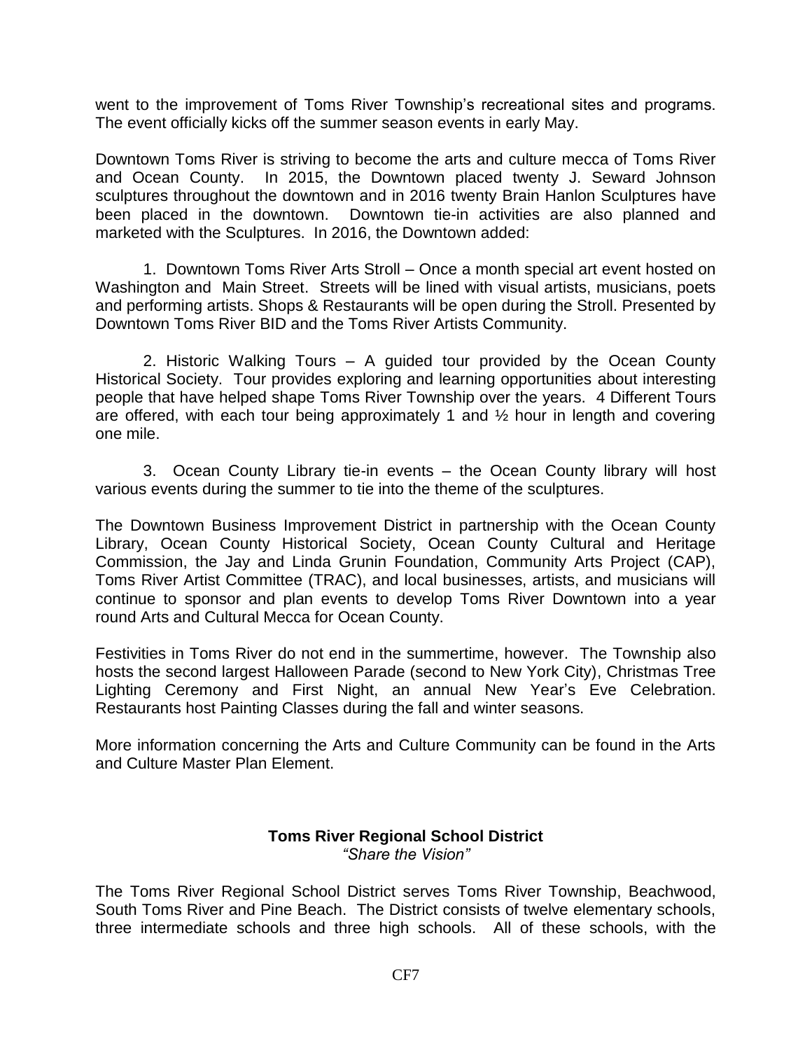went to the improvement of Toms River Township's recreational sites and programs. The event officially kicks off the summer season events in early May.

Downtown Toms River is striving to become the arts and culture mecca of Toms River and Ocean County. In 2015, the Downtown placed twenty J. Seward Johnson sculptures throughout the downtown and in 2016 twenty Brain Hanlon Sculptures have been placed in the downtown. Downtown tie-in activities are also planned and marketed with the Sculptures. In 2016, the Downtown added:

1. Downtown Toms River Arts Stroll – Once a month special art event hosted on Washington and Main Street. Streets will be lined with visual artists, musicians, poets and performing artists. Shops & Restaurants will be open during the Stroll. Presented by Downtown Toms River BID and the Toms River Artists Community.

2. Historic Walking Tours – A guided tour provided by the Ocean County Historical Society. Tour provides exploring and learning opportunities about interesting people that have helped shape Toms River Township over the years. 4 Different Tours are offered, with each tour being approximately 1 and ½ hour in length and covering one mile.

3. Ocean County Library tie-in events – the Ocean County library will host various events during the summer to tie into the theme of the sculptures.

The Downtown Business Improvement District in partnership with the Ocean County Library, Ocean County Historical Society, Ocean County Cultural and Heritage Commission, the Jay and Linda Grunin Foundation, Community Arts Project (CAP), Toms River Artist Committee (TRAC), and local businesses, artists, and musicians will continue to sponsor and plan events to develop Toms River Downtown into a year round Arts and Cultural Mecca for Ocean County.

Festivities in Toms River do not end in the summertime, however. The Township also hosts the second largest Halloween Parade (second to New York City), Christmas Tree Lighting Ceremony and First Night, an annual New Year's Eve Celebration. Restaurants host Painting Classes during the fall and winter seasons.

More information concerning the Arts and Culture Community can be found in the Arts and Culture Master Plan Element.

## Toms River Regional School District

*"Share the Vision"*

The Toms River Regional School District serves Toms River Township, Beachwood, South Toms River and Pine Beach. The District consists of twelve elementary schools, three intermediate schools and three high schools. All of these schools, with the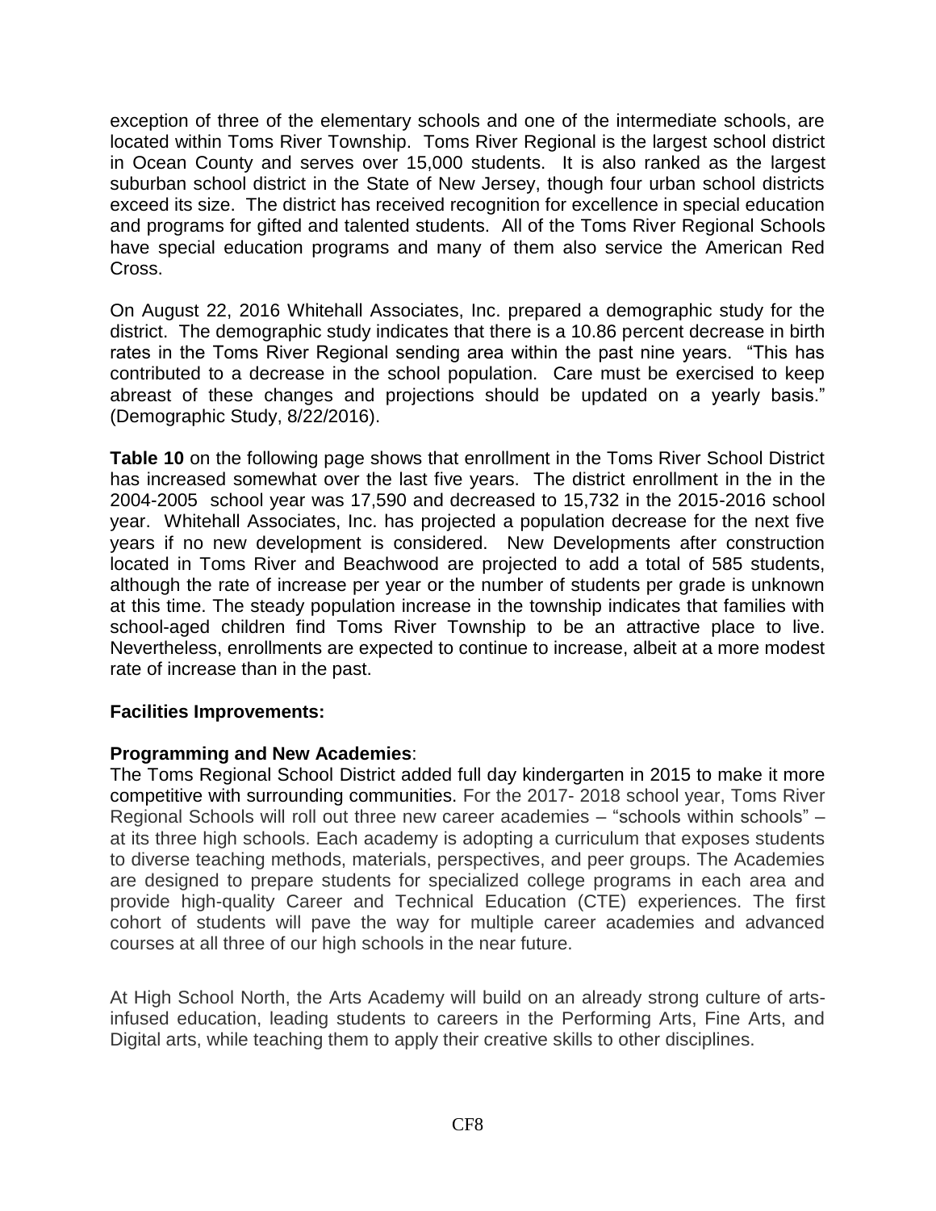exception of three of the elementary schools and one of the intermediate schools, are located within Toms River Township. Toms River Regional is the largest school district in Ocean County and serves over 15,000 students. It is also ranked as the largest suburban school district in the State of New Jersey, though four urban school districts exceed its size. The district has received recognition for excellence in special education and programs for gifted and talented students. All of the Toms River Regional Schools have special education programs and many of them also service the American Red Cross.

On August 22, 2016 Whitehall Associates, Inc. prepared a demographic study for the district. The demographic study indicates that there is a 10.86 percent decrease in birth rates in the Toms River Regional sending area within the past nine years. "This has contributed to a decrease in the school population. Care must be exercised to keep abreast of these changes and projections should be updated on a yearly basis." (Demographic Study, 8/22/2016).

**Table 10** on the following page shows that enrollment in the Toms River School District has increased somewhat over the last five years. The district enrollment in the in the 2004-2005 school year was 17,590 and decreased to 15,732 in the 2015-2016 school year. Whitehall Associates, Inc. has projected a population decrease for the next five years if no new development is considered. New Developments after construction located in Toms River and Beachwood are projected to add a total of 585 students, although the rate of increase per year or the number of students per grade is unknown at this time. The steady population increase in the township indicates that families with school-aged children find Toms River Township to be an attractive place to live. Nevertheless, enrollments are expected to continue to increase, albeit at a more modest rate of increase than in the past.

**Facilities Improvements:**

**Programming and New Academies**:
The Toms Regional School District added full day kindergarten in 2015 to make it more competitive with surrounding communities. For the 2017- 2018 school year, Toms River Regional Schools will roll out three new career academies – "schools within schools" – at its three high schools. Each academy is adopting a curriculum that exposes students to diverse teaching methods, materials, perspectives, and peer groups. The Academies are designed to prepare students for specialized college programs in each area and provide high-quality Career and Technical Education (CTE) experiences. The first cohort of students will pave the way for multiple career academies and advanced courses at all three of our high schools in the near future.

At High School North, the Arts Academy will build on an already strong culture of arts-infused education, leading students to careers in the Performing Arts, Fine Arts, and Digital arts, while teaching them to apply their creative skills to other disciplines.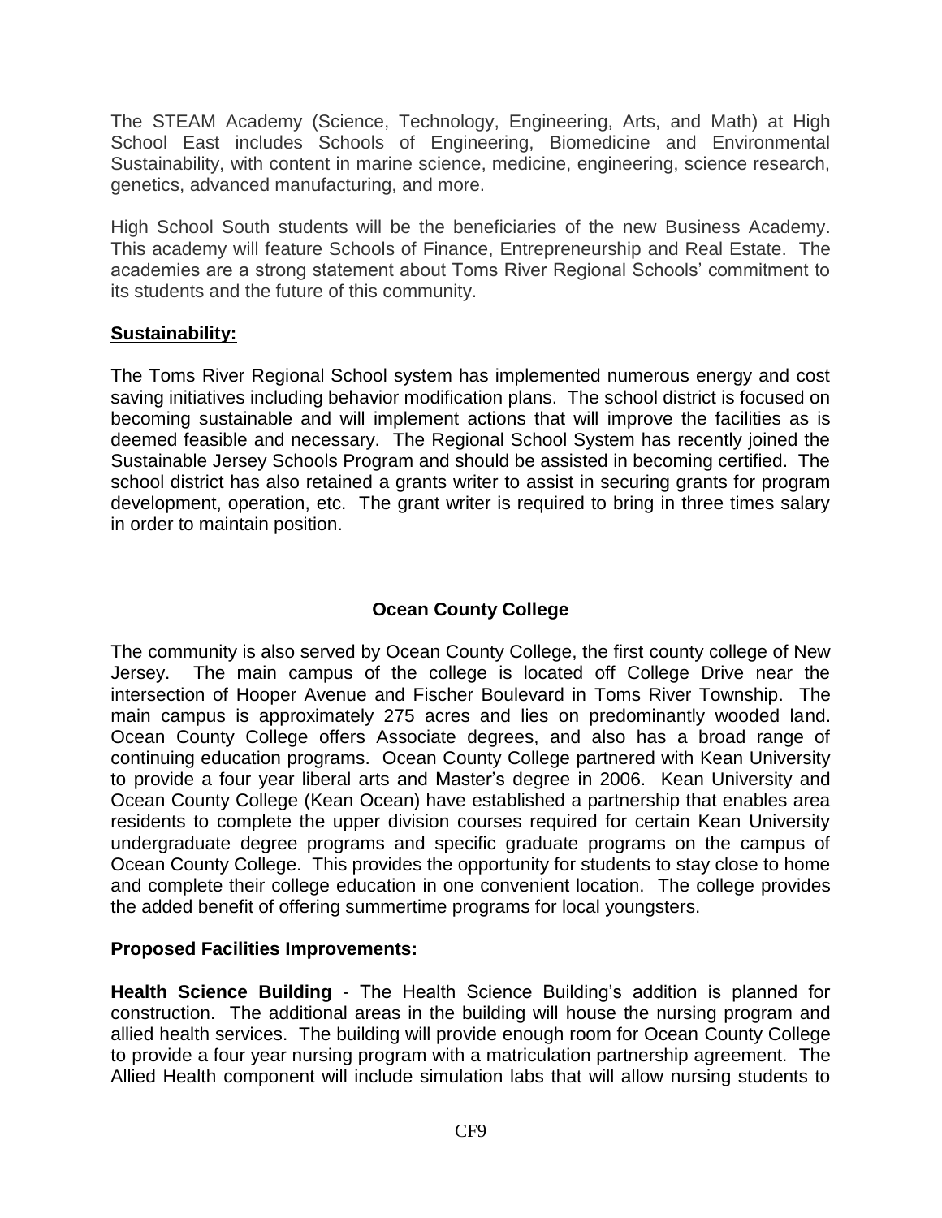The STEAM Academy (Science, Technology, Engineering, Arts, and Math) at High School East includes Schools of Engineering, Biomedicine and Environmental Sustainability, with content in marine science, medicine, engineering, science research, genetics, advanced manufacturing, and more.

High School South students will be the beneficiaries of the new Business Academy. This academy will feature Schools of Finance, Entrepreneurship and Real Estate. The academies are a strong statement about Toms River Regional Schools' commitment to its students and the future of this community.

**Sustainability:**

The Toms River Regional School system has implemented numerous energy and cost saving initiatives including behavior modification plans. The school district is focused on becoming sustainable and will implement actions that will improve the facilities as is deemed feasible and necessary. The Regional School System has recently joined the Sustainable Jersey Schools Program and should be assisted in becoming certified. The school district has also retained a grants writer to assist in securing grants for program development, operation, etc. The grant writer is required to bring in three times salary in order to maintain position.

## Ocean County College

The community is also served by Ocean County College, the first county college of New Jersey. The main campus of the college is located off College Drive near the intersection of Hooper Avenue and Fischer Boulevard in Toms River Township. The main campus is approximately 275 acres and lies on predominantly wooded land. Ocean County College offers Associate degrees, and also has a broad range of continuing education programs. Ocean County College partnered with Kean University to provide a four year liberal arts and Master's degree in 2006. Kean University and Ocean County College (Kean Ocean) have established a partnership that enables area residents to complete the upper division courses required for certain Kean University undergraduate degree programs and specific graduate programs on the campus of Ocean County College. This provides the opportunity for students to stay close to home and complete their college education in one convenient location. The college provides the added benefit of offering summertime programs for local youngsters.

**Proposed Facilities Improvements:**

**Health Science Building** - The Health Science Building's addition is planned for construction. The additional areas in the building will house the nursing program and allied health services. The building will provide enough room for Ocean County College to provide a four year nursing program with a matriculation partnership agreement. The Allied Health component will include simulation labs that will allow nursing students to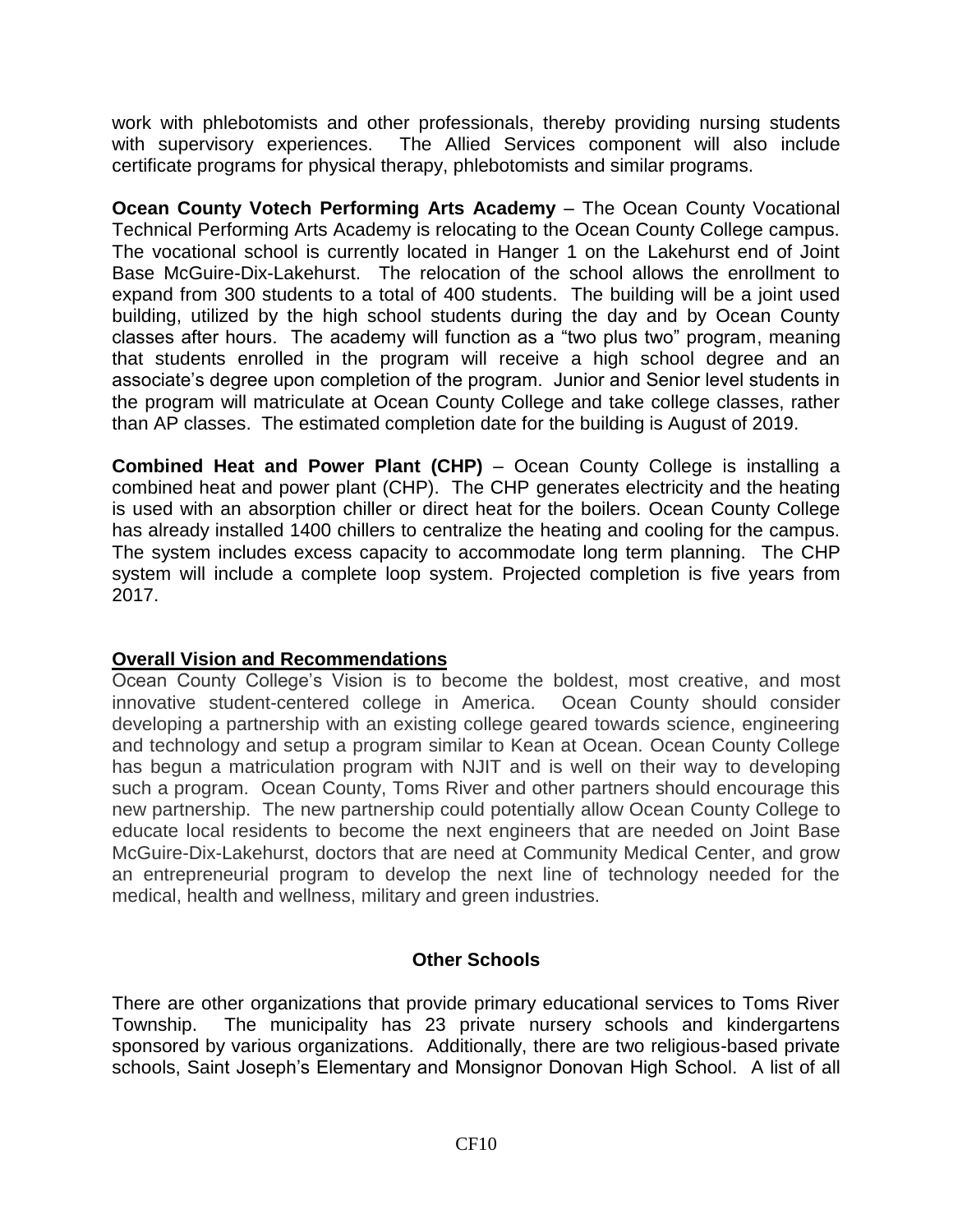work with phlebotomists and other professionals, thereby providing nursing students with supervisory experiences. The Allied Services component will also include certificate programs for physical therapy, phlebotomists and similar programs.

**Ocean County Votech Performing Arts Academy** – The Ocean County Vocational Technical Performing Arts Academy is relocating to the Ocean County College campus. The vocational school is currently located in Hanger 1 on the Lakehurst end of Joint Base McGuire-Dix-Lakehurst. The relocation of the school allows the enrollment to expand from 300 students to a total of 400 students. The building will be a joint used building, utilized by the high school students during the day and by Ocean County classes after hours. The academy will function as a "two plus two" program, meaning that students enrolled in the program will receive a high school degree and an associate's degree upon completion of the program. Junior and Senior level students in the program will matriculate at Ocean County College and take college classes, rather than AP classes. The estimated completion date for the building is August of 2019.

**Combined Heat and Power Plant (CHP)** – Ocean County College is installing a combined heat and power plant (CHP). The CHP generates electricity and the heating is used with an absorption chiller or direct heat for the boilers. Ocean County College has already installed 1400 chillers to centralize the heating and cooling for the campus. The system includes excess capacity to accommodate long term planning. The CHP system will include a complete loop system. Projected completion is five years from 2017.

**<u>Overall Vision and Recommendations</u>**

Ocean County College's Vision is to become the boldest, most creative, and most innovative student-centered college in America. Ocean County should consider developing a partnership with an existing college geared towards science, engineering and technology and setup a program similar to Kean at Ocean. Ocean County College has begun a matriculation program with NJIT and is well on their way to developing such a program. Ocean County, Toms River and other partners should encourage this new partnership. The new partnership could potentially allow Ocean County College to educate local residents to become the next engineers that are needed on Joint Base McGuire-Dix-Lakehurst, doctors that are need at Community Medical Center, and grow an entrepreneurial program to develop the next line of technology needed for the medical, health and wellness, military and green industries.

## Other Schools

There are other organizations that provide primary educational services to Toms River Township. The municipality has 23 private nursery schools and kindergartens sponsored by various organizations. Additionally, there are two religious-based private schools, Saint Joseph's Elementary and Monsignor Donovan High School. A list of all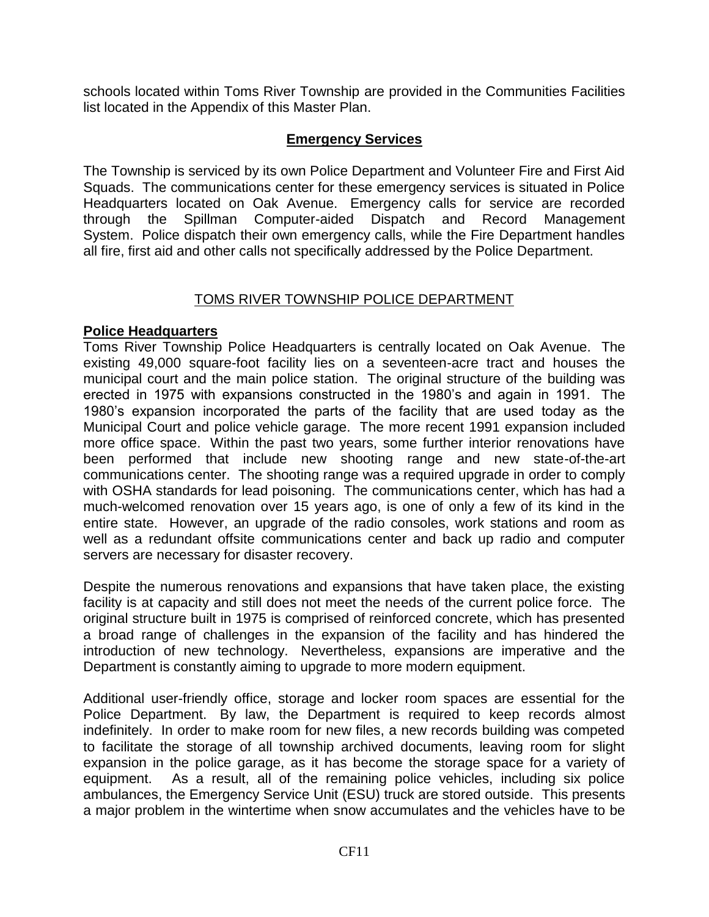schools located within Toms River Township are provided in the Communities Facilities list located in the Appendix of this Master Plan.

## Emergency Services

The Township is serviced by its own Police Department and Volunteer Fire and First Aid Squads. The communications center for these emergency services is situated in Police Headquarters located on Oak Avenue. Emergency calls for service are recorded through the Spillman Computer-aided Dispatch and Record Management System. Police dispatch their own emergency calls, while the Fire Department handles all fire, first aid and other calls not specifically addressed by the Police Department.

## TOMS RIVER TOWNSHIP POLICE DEPARTMENT

### Police Headquarters

Toms River Township Police Headquarters is centrally located on Oak Avenue. The existing 49,000 square-foot facility lies on a seventeen-acre tract and houses the municipal court and the main police station. The original structure of the building was erected in 1975 with expansions constructed in the 1980's and again in 1991. The 1980's expansion incorporated the parts of the facility that are used today as the Municipal Court and police vehicle garage. The more recent 1991 expansion included more office space. Within the past two years, some further interior renovations have been performed that include new shooting range and new state-of-the-art communications center. The shooting range was a required upgrade in order to comply with OSHA standards for lead poisoning. The communications center, which has had a much-welcomed renovation over 15 years ago, is one of only a few of its kind in the entire state. However, an upgrade of the radio consoles, work stations and room as well as a redundant offsite communications center and back up radio and computer servers are necessary for disaster recovery.

Despite the numerous renovations and expansions that have taken place, the existing facility is at capacity and still does not meet the needs of the current police force. The original structure built in 1975 is comprised of reinforced concrete, which has presented a broad range of challenges in the expansion of the facility and has hindered the introduction of new technology. Nevertheless, expansions are imperative and the Department is constantly aiming to upgrade to more modern equipment.

Additional user-friendly office, storage and locker room spaces are essential for the Police Department. By law, the Department is required to keep records almost indefinitely. In order to make room for new files, a new records building was competed to facilitate the storage of all township archived documents, leaving room for slight expansion in the police garage, as it has become the storage space for a variety of equipment. As a result, all of the remaining police vehicles, including six police ambulances, the Emergency Service Unit (ESU) truck are stored outside. This presents a major problem in the wintertime when snow accumulates and the vehicles have to be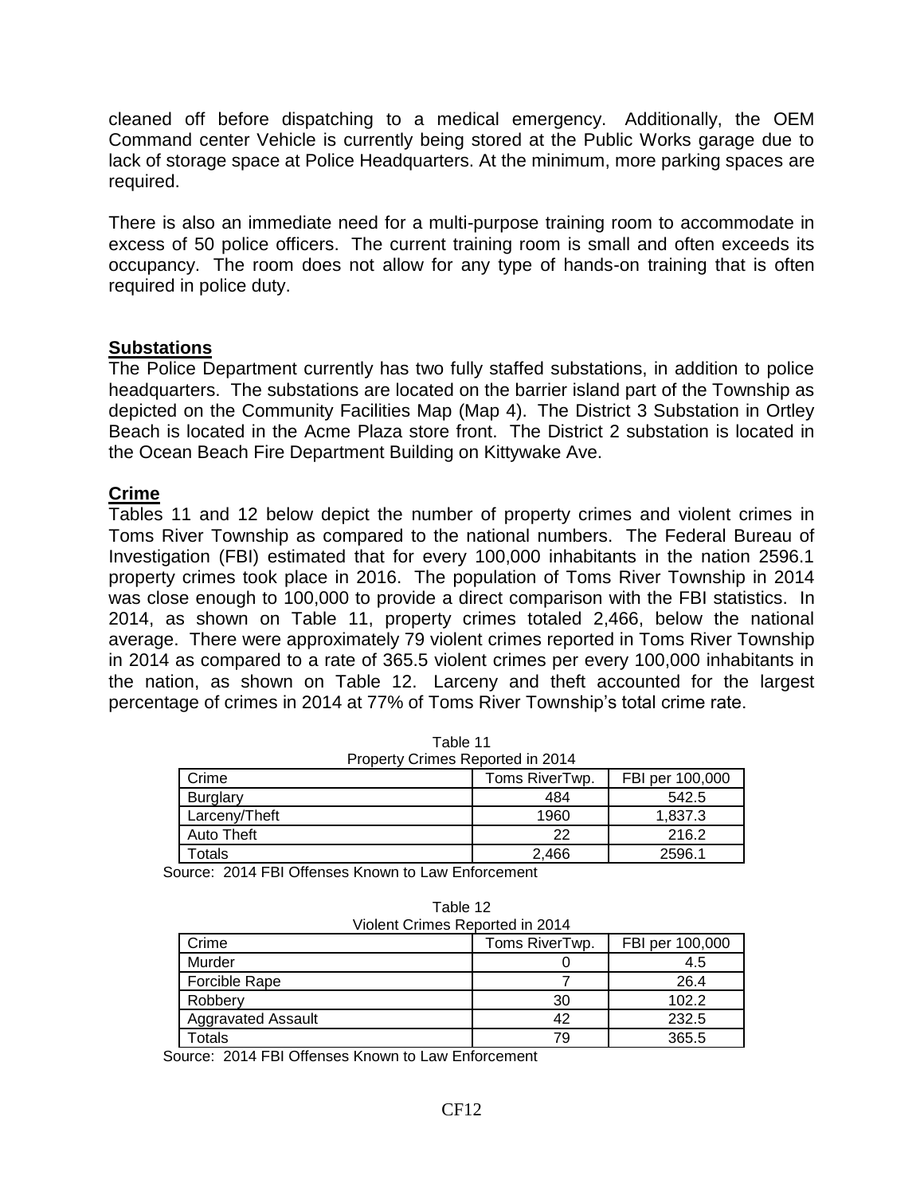cleaned off before dispatching to a medical emergency. Additionally, the OEM Command center Vehicle is currently being stored at the Public Works garage due to lack of storage space at Police Headquarters. At the minimum, more parking spaces are required.

There is also an immediate need for a multi-purpose training room to accommodate in excess of 50 police officers. The current training room is small and often exceeds its occupancy. The room does not allow for any type of hands-on training that is often required in police duty.

## Substations

The Police Department currently has two fully staffed substations, in addition to police headquarters. The substations are located on the barrier island part of the Township as depicted on the Community Facilities Map (Map 4). The District 3 Substation in Ortley Beach is located in the Acme Plaza store front. The District 2 substation is located in the Ocean Beach Fire Department Building on Kittywake Ave.

## Crime

Tables 11 and 12 below depict the number of property crimes and violent crimes in Toms River Township as compared to the national numbers. The Federal Bureau of Investigation (FBI) estimated that for every 100,000 inhabitants in the nation 2596.1 property crimes took place in 2016. The population of Toms River Township in 2014 was close enough to 100,000 to provide a direct comparison with the FBI statistics. In 2014, as shown on Table 11, property crimes totaled 2,466, below the national average. There were approximately 79 violent crimes reported in Toms River Township in 2014 as compared to a rate of 365.5 violent crimes per every 100,000 inhabitants in the nation, as shown on Table 12. Larceny and theft accounted for the largest percentage of crimes in 2014 at 77% of Toms River Township's total crime rate.

Table 11
Property Crimes Reported in 2014

| Crime | Toms RiverTwp. | FBI per 100,000 |
|---|---|---|
| Burglary | 484 | 542.5 |
| Larceny/Theft | 1960 | 1,837.3 |
| Auto Theft | 22 | 216.2 |
| Totals | 2,466 | 2596.1 |

Source: 2014 FBI Offenses Known to Law Enforcement

Table 12
Violent Crimes Reported in 2014

| Crime | Toms RiverTwp. | FBI per 100,000 |
|---|---|---|
| Murder | 0 | 4.5 |
| Forcible Rape | 7 | 26.4 |
| Robbery | 30 | 102.2 |
| Aggravated Assault | 42 | 232.5 |
| Totals | 79 | 365.5 |

Source: 2014 FBI Offenses Known to Law Enforcement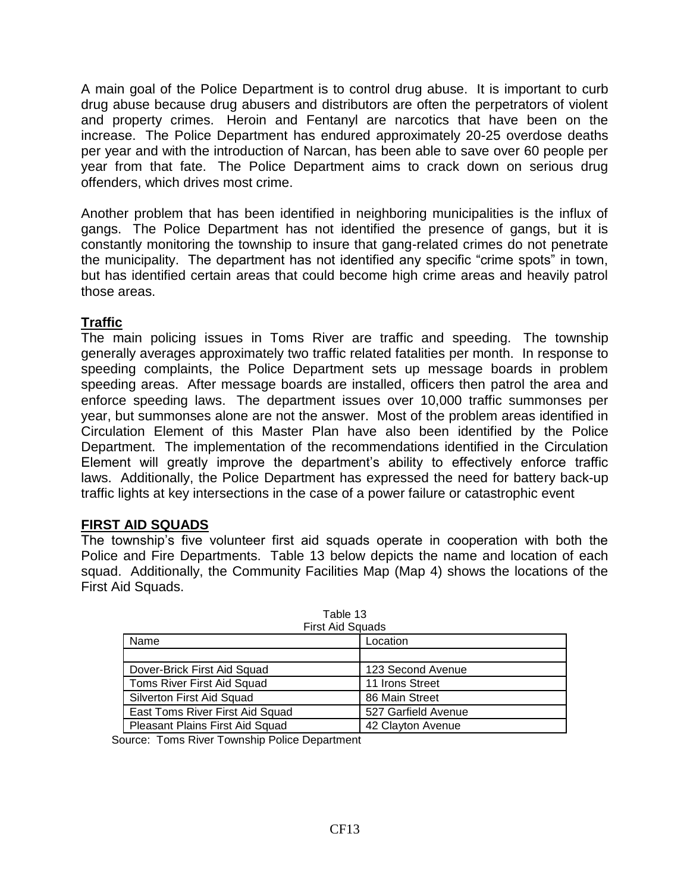A main goal of the Police Department is to control drug abuse. It is important to curb drug abuse because drug abusers and distributors are often the perpetrators of violent and property crimes. Heroin and Fentanyl are narcotics that have been on the increase. The Police Department has endured approximately 20-25 overdose deaths per year and with the introduction of Narcan, has been able to save over 60 people per year from that fate. The Police Department aims to crack down on serious drug offenders, which drives most crime.

Another problem that has been identified in neighboring municipalities is the influx of gangs. The Police Department has not identified the presence of gangs, but it is constantly monitoring the township to insure that gang-related crimes do not penetrate the municipality. The department has not identified any specific "crime spots" in town, but has identified certain areas that could become high crime areas and heavily patrol those areas.

### Traffic

The main policing issues in Toms River are traffic and speeding. The township generally averages approximately two traffic related fatalities per month. In response to speeding complaints, the Police Department sets up message boards in problem speeding areas. After message boards are installed, officers then patrol the area and enforce speeding laws. The department issues over 10,000 traffic summonses per year, but summonses alone are not the answer. Most of the problem areas identified in Circulation Element of this Master Plan have also been identified by the Police Department. The implementation of the recommendations identified in the Circulation Element will greatly improve the department's ability to effectively enforce traffic laws. Additionally, the Police Department has expressed the need for battery back-up traffic lights at key intersections in the case of a power failure or catastrophic event

## FIRST AID SQUADS

The township's five volunteer first aid squads operate in cooperation with both the Police and Fire Departments. Table 13 below depicts the name and location of each squad. Additionally, the Community Facilities Map (Map 4) shows the locations of the First Aid Squads.

Table 13
First Aid Squads

| Name | Location |
|---|---|
| | |
| Dover-Brick First Aid Squad | 123 Second Avenue |
| Toms River First Aid Squad | 11 Irons Street |
| Silverton First Aid Squad | 86 Main Street |
| East Toms River First Aid Squad | 527 Garfield Avenue |
| Pleasant Plains First Aid Squad | 42 Clayton Avenue |

Source: Toms River Township Police Department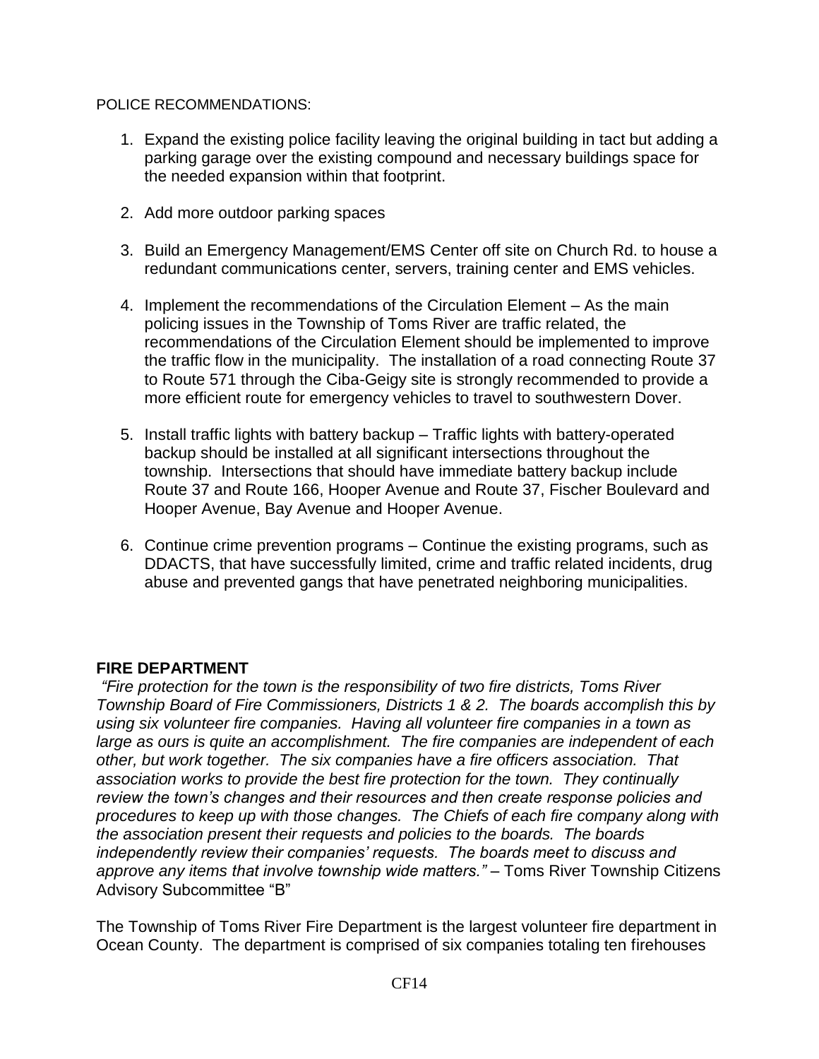POLICE RECOMMENDATIONS:

1. Expand the existing police facility leaving the original building in tact but adding a parking garage over the existing compound and necessary buildings space for the needed expansion within that footprint.

2. Add more outdoor parking spaces

3. Build an Emergency Management/EMS Center off site on Church Rd. to house a redundant communications center, servers, training center and EMS vehicles.

4. Implement the recommendations of the Circulation Element – As the main policing issues in the Township of Toms River are traffic related, the recommendations of the Circulation Element should be implemented to improve the traffic flow in the municipality. The installation of a road connecting Route 37 to Route 571 through the Ciba-Geigy site is strongly recommended to provide a more efficient route for emergency vehicles to travel to southwestern Dover.

5. Install traffic lights with battery backup – Traffic lights with battery-operated backup should be installed at all significant intersections throughout the township. Intersections that should have immediate battery backup include Route 37 and Route 166, Hooper Avenue and Route 37, Fischer Boulevard and Hooper Avenue, Bay Avenue and Hooper Avenue.

6. Continue crime prevention programs – Continue the existing programs, such as DDACTS, that have successfully limited, crime and traffic related incidents, drug abuse and prevented gangs that have penetrated neighboring municipalities.

**FIRE DEPARTMENT**

*"Fire protection for the town is the responsibility of two fire districts, Toms River Township Board of Fire Commissioners, Districts 1 & 2. The boards accomplish this by using six volunteer fire companies. Having all volunteer fire companies in a town as large as ours is quite an accomplishment. The fire companies are independent of each other, but work together. The six companies have a fire officers association. That association works to provide the best fire protection for the town. They continually review the town's changes and their resources and then create response policies and procedures to keep up with those changes. The Chiefs of each fire company along with the association present their requests and policies to the boards. The boards independently review their companies' requests. The boards meet to discuss and approve any items that involve township wide matters."* – Toms River Township Citizens Advisory Subcommittee "B"

The Township of Toms River Fire Department is the largest volunteer fire department in Ocean County. The department is comprised of six companies totaling ten firehouses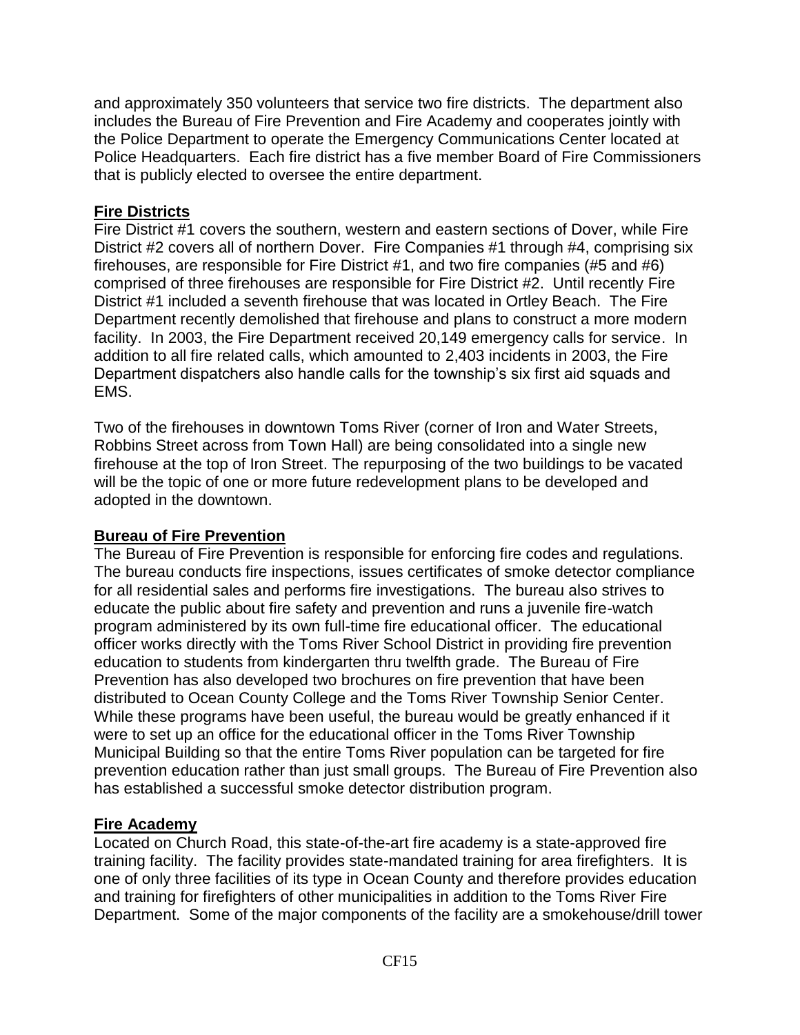and approximately 350 volunteers that service two fire districts. The department also includes the Bureau of Fire Prevention and Fire Academy and cooperates jointly with the Police Department to operate the Emergency Communications Center located at Police Headquarters. Each fire district has a five member Board of Fire Commissioners that is publicly elected to oversee the entire department.

## Fire Districts

Fire District #1 covers the southern, western and eastern sections of Dover, while Fire District #2 covers all of northern Dover. Fire Companies #1 through #4, comprising six firehouses, are responsible for Fire District #1, and two fire companies (#5 and #6) comprised of three firehouses are responsible for Fire District #2. Until recently Fire District #1 included a seventh firehouse that was located in Ortley Beach. The Fire Department recently demolished that firehouse and plans to construct a more modern facility. In 2003, the Fire Department received 20,149 emergency calls for service. In addition to all fire related calls, which amounted to 2,403 incidents in 2003, the Fire Department dispatchers also handle calls for the township's six first aid squads and EMS.

Two of the firehouses in downtown Toms River (corner of Iron and Water Streets, Robbins Street across from Town Hall) are being consolidated into a single new firehouse at the top of Iron Street. The repurposing of the two buildings to be vacated will be the topic of one or more future redevelopment plans to be developed and adopted in the downtown.

## Bureau of Fire Prevention

The Bureau of Fire Prevention is responsible for enforcing fire codes and regulations. The bureau conducts fire inspections, issues certificates of smoke detector compliance for all residential sales and performs fire investigations. The bureau also strives to educate the public about fire safety and prevention and runs a juvenile fire-watch program administered by its own full-time fire educational officer. The educational officer works directly with the Toms River School District in providing fire prevention education to students from kindergarten thru twelfth grade. The Bureau of Fire Prevention has also developed two brochures on fire prevention that have been distributed to Ocean County College and the Toms River Township Senior Center. While these programs have been useful, the bureau would be greatly enhanced if it were to set up an office for the educational officer in the Toms River Township Municipal Building so that the entire Toms River population can be targeted for fire prevention education rather than just small groups. The Bureau of Fire Prevention also has established a successful smoke detector distribution program.

## Fire Academy

Located on Church Road, this state-of-the-art fire academy is a state-approved fire training facility. The facility provides state-mandated training for area firefighters. It is one of only three facilities of its type in Ocean County and therefore provides education and training for firefighters of other municipalities in addition to the Toms River Fire Department. Some of the major components of the facility are a smokehouse/drill tower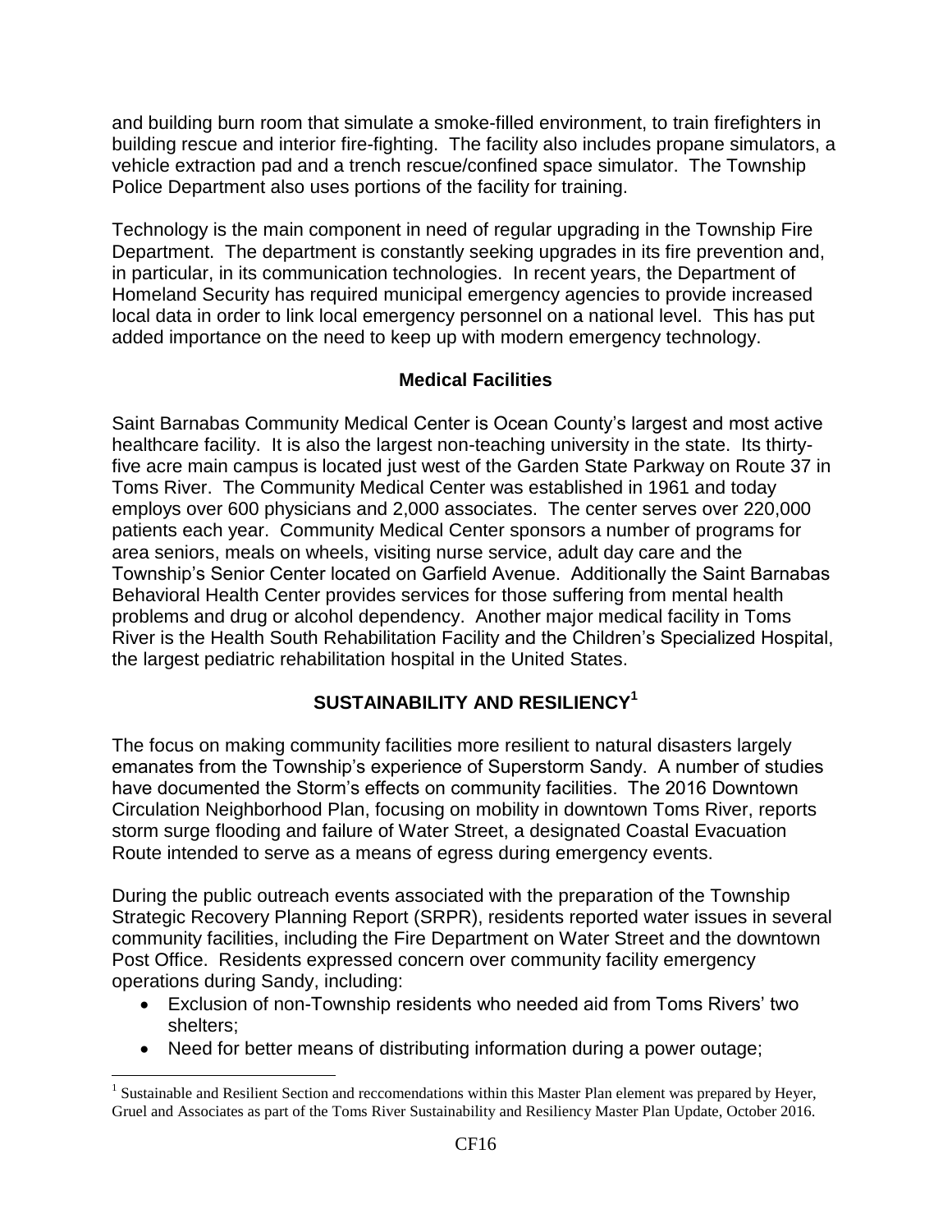and building burn room that simulate a smoke-filled environment, to train firefighters in building rescue and interior fire-fighting. The facility also includes propane simulators, a vehicle extraction pad and a trench rescue/confined space simulator. The Township Police Department also uses portions of the facility for training.

Technology is the main component in need of regular upgrading in the Township Fire Department. The department is constantly seeking upgrades in its fire prevention and, in particular, in its communication technologies. In recent years, the Department of Homeland Security has required municipal emergency agencies to provide increased local data in order to link local emergency personnel on a national level. This has put added importance on the need to keep up with modern emergency technology.

### Medical Facilities

Saint Barnabas Community Medical Center is Ocean County's largest and most active healthcare facility. It is also the largest non-teaching university in the state. Its thirty-five acre main campus is located just west of the Garden State Parkway on Route 37 in Toms River. The Community Medical Center was established in 1961 and today employs over 600 physicians and 2,000 associates. The center serves over 220,000 patients each year. Community Medical Center sponsors a number of programs for area seniors, meals on wheels, visiting nurse service, adult day care and the Township's Senior Center located on Garfield Avenue. Additionally the Saint Barnabas Behavioral Health Center provides services for those suffering from mental health problems and drug or alcohol dependency. Another major medical facility in Toms River is the Health South Rehabilitation Facility and the Children's Specialized Hospital, the largest pediatric rehabilitation hospital in the United States.

## SUSTAINABILITY AND RESILIENCY[1]

The focus on making community facilities more resilient to natural disasters largely emanates from the Township's experience of Superstorm Sandy. A number of studies have documented the Storm's effects on community facilities. The 2016 Downtown Circulation Neighborhood Plan, focusing on mobility in downtown Toms River, reports storm surge flooding and failure of Water Street, a designated Coastal Evacuation Route intended to serve as a means of egress during emergency events.

During the public outreach events associated with the preparation of the Township Strategic Recovery Planning Report (SRPR), residents reported water issues in several community facilities, including the Fire Department on Water Street and the downtown Post Office. Residents expressed concern over community facility emergency operations during Sandy, including:

- Exclusion of non-Township residents who needed aid from Toms Rivers' two shelters;
- Need for better means of distributing information during a power outage;

[1] Sustainable and Resilient Section and reccomendations within this Master Plan element was prepared by Heyer, Gruel and Associates as part of the Toms River Sustainability and Resiliency Master Plan Update, October 2016.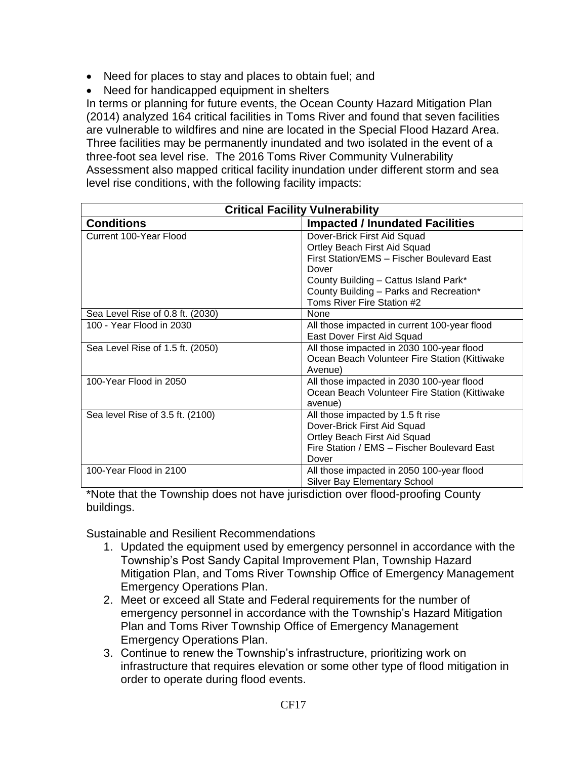- Need for places to stay and places to obtain fuel; and
- Need for handicapped equipment in shelters

In terms or planning for future events, the Ocean County Hazard Mitigation Plan (2014) analyzed 164 critical facilities in Toms River and found that seven facilities are vulnerable to wildfires and nine are located in the Special Flood Hazard Area. Three facilities may be permanently inundated and two isolated in the event of a three-foot sea level rise. The 2016 Toms River Community Vulnerability Assessment also mapped critical facility inundation under different storm and sea level rise conditions, with the following facility impacts:

| **Critical Facility Vulnerability** | |
|---|---|
| **Conditions** | **Impacted / Inundated Facilities** |
| Current 100-Year Flood | Dover-Brick First Aid Squad<br>Ortley Beach First Aid Squad<br>First Station/EMS – Fischer Boulevard East Dover<br>County Building – Cattus Island Park*<br>County Building – Parks and Recreation*<br>Toms River Fire Station #2 |
| Sea Level Rise of 0.8 ft. (2030) | None |
| 100 - Year Flood in 2030 | All those impacted in current 100-year flood<br>East Dover First Aid Squad |
| Sea Level Rise of 1.5 ft. (2050) | All those impacted in 2030 100-year flood<br>Ocean Beach Volunteer Fire Station (Kittiwake Avenue) |
| 100-Year Flood in 2050 | All those impacted in 2030 100-year flood<br>Ocean Beach Volunteer Fire Station (Kittiwake avenue) |
| Sea level Rise of 3.5 ft. (2100) | All those impacted by 1.5 ft rise<br>Dover-Brick First Aid Squad<br>Ortley Beach First Aid Squad<br>Fire Station / EMS – Fischer Boulevard East Dover |
| 100-Year Flood in 2100 | All those impacted in 2050 100-year flood<br>Silver Bay Elementary School |

*Note that the Township does not have jurisdiction over flood-proofing County buildings.

Sustainable and Resilient Recommendations

1. Updated the equipment used by emergency personnel in accordance with the Township's Post Sandy Capital Improvement Plan, Township Hazard Mitigation Plan, and Toms River Township Office of Emergency Management Emergency Operations Plan.
2. Meet or exceed all State and Federal requirements for the number of emergency personnel in accordance with the Township's Hazard Mitigation Plan and Toms River Township Office of Emergency Management Emergency Operations Plan.
3. Continue to renew the Township's infrastructure, prioritizing work on infrastructure that requires elevation or some other type of flood mitigation in order to operate during flood events.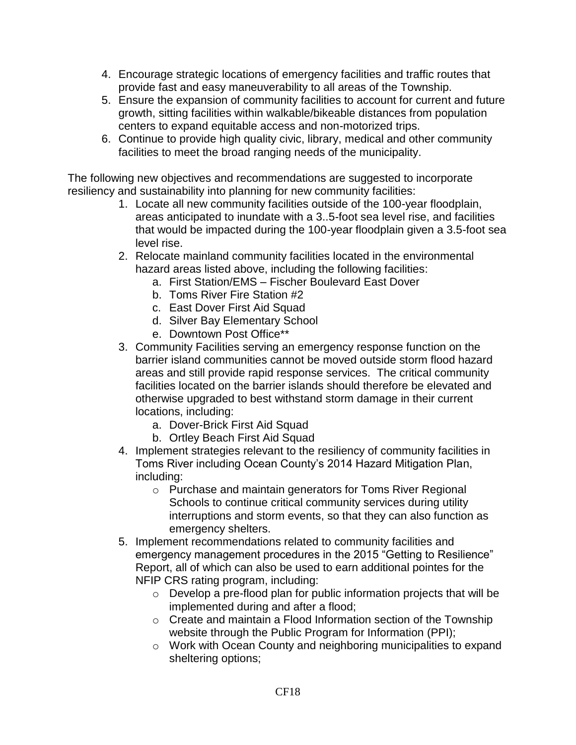4. Encourage strategic locations of emergency facilities and traffic routes that provide fast and easy maneuverability to all areas of the Township.
5. Ensure the expansion of community facilities to account for current and future growth, sitting facilities within walkable/bikeable distances from population centers to expand equitable access and non-motorized trips.
6. Continue to provide high quality civic, library, medical and other community facilities to meet the broad ranging needs of the municipality.

The following new objectives and recommendations are suggested to incorporate resiliency and sustainability into planning for new community facilities:

1. Locate all new community facilities outside of the 100-year floodplain, areas anticipated to inundate with a 3..5-foot sea level rise, and facilities that would be impacted during the 100-year floodplain given a 3.5-foot sea level rise.
2. Relocate mainland community facilities located in the environmental hazard areas listed above, including the following facilities:
   a. First Station/EMS – Fischer Boulevard East Dover
   b. Toms River Fire Station #2
   c. East Dover First Aid Squad
   d. Silver Bay Elementary School
   e. Downtown Post Office**
3. Community Facilities serving an emergency response function on the barrier island communities cannot be moved outside storm flood hazard areas and still provide rapid response services. The critical community facilities located on the barrier islands should therefore be elevated and otherwise upgraded to best withstand storm damage in their current locations, including:
   a. Dover-Brick First Aid Squad
   b. Ortley Beach First Aid Squad
4. Implement strategies relevant to the resiliency of community facilities in Toms River including Ocean County's 2014 Hazard Mitigation Plan, including:
   - Purchase and maintain generators for Toms River Regional Schools to continue critical community services during utility interruptions and storm events, so that they can also function as emergency shelters.
5. Implement recommendations related to community facilities and emergency management procedures in the 2015 "Getting to Resilience" Report, all of which can also be used to earn additional pointes for the NFIP CRS rating program, including:
   - Develop a pre-flood plan for public information projects that will be implemented during and after a flood;
   - Create and maintain a Flood Information section of the Township website through the Public Program for Information (PPI);
   - Work with Ocean County and neighboring municipalities to expand sheltering options;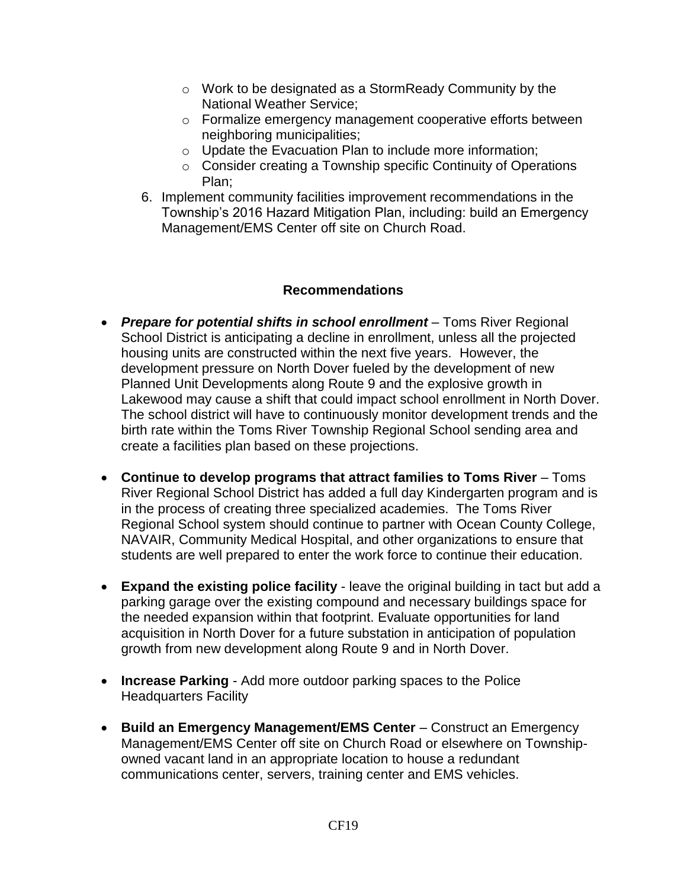- Work to be designated as a StormReady Community by the National Weather Service;
    - Formalize emergency management cooperative efforts between neighboring municipalities;
    - Update the Evacuation Plan to include more information;
    - Consider creating a Township specific Continuity of Operations Plan;
6. Implement community facilities improvement recommendations in the Township's 2016 Hazard Mitigation Plan, including: build an Emergency Management/EMS Center off site on Church Road.

**Recommendations**

- ***Prepare for potential shifts in school enrollment*** – Toms River Regional School District is anticipating a decline in enrollment, unless all the projected housing units are constructed within the next five years. However, the development pressure on North Dover fueled by the development of new Planned Unit Developments along Route 9 and the explosive growth in Lakewood may cause a shift that could impact school enrollment in North Dover. The school district will have to continuously monitor development trends and the birth rate within the Toms River Township Regional School sending area and create a facilities plan based on these projections.

- **Continue to develop programs that attract families to Toms River** – Toms River Regional School District has added a full day Kindergarten program and is in the process of creating three specialized academies. The Toms River Regional School system should continue to partner with Ocean County College, NAVAIR, Community Medical Hospital, and other organizations to ensure that students are well prepared to enter the work force to continue their education.

- **Expand the existing police facility** - leave the original building in tact but add a parking garage over the existing compound and necessary buildings space for the needed expansion within that footprint. Evaluate opportunities for land acquisition in North Dover for a future substation in anticipation of population growth from new development along Route 9 and in North Dover.

- **Increase Parking** - Add more outdoor parking spaces to the Police Headquarters Facility

- **Build an Emergency Management/EMS Center** – Construct an Emergency Management/EMS Center off site on Church Road or elsewhere on Township-owned vacant land in an appropriate location to house a redundant communications center, servers, training center and EMS vehicles.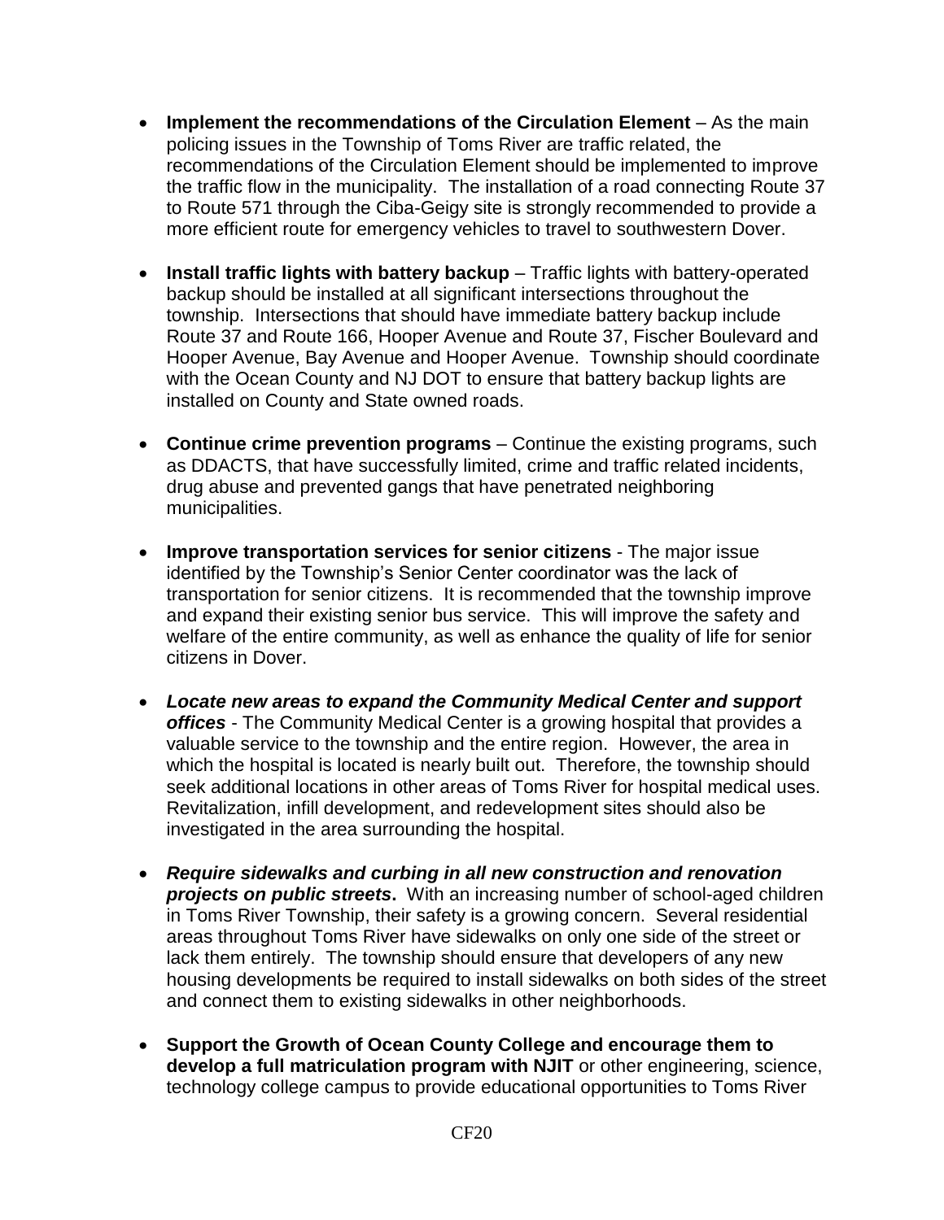- **Implement the recommendations of the Circulation Element** – As the main policing issues in the Township of Toms River are traffic related, the recommendations of the Circulation Element should be implemented to improve the traffic flow in the municipality. The installation of a road connecting Route 37 to Route 571 through the Ciba-Geigy site is strongly recommended to provide a more efficient route for emergency vehicles to travel to southwestern Dover.

- **Install traffic lights with battery backup** – Traffic lights with battery-operated backup should be installed at all significant intersections throughout the township. Intersections that should have immediate battery backup include Route 37 and Route 166, Hooper Avenue and Route 37, Fischer Boulevard and Hooper Avenue, Bay Avenue and Hooper Avenue. Township should coordinate with the Ocean County and NJ DOT to ensure that battery backup lights are installed on County and State owned roads.

- **Continue crime prevention programs** – Continue the existing programs, such as DDACTS, that have successfully limited, crime and traffic related incidents, drug abuse and prevented gangs that have penetrated neighboring municipalities.

- **Improve transportation services for senior citizens** - The major issue identified by the Township's Senior Center coordinator was the lack of transportation for senior citizens. It is recommended that the township improve and expand their existing senior bus service. This will improve the safety and welfare of the entire community, as well as enhance the quality of life for senior citizens in Dover.

- ***Locate new areas to expand the Community Medical Center and support offices*** - The Community Medical Center is a growing hospital that provides a valuable service to the township and the entire region. However, the area in which the hospital is located is nearly built out. Therefore, the township should seek additional locations in other areas of Toms River for hospital medical uses. Revitalization, infill development, and redevelopment sites should also be investigated in the area surrounding the hospital.

- ***Require sidewalks and curbing in all new construction and renovation projects on public streets*.** With an increasing number of school-aged children in Toms River Township, their safety is a growing concern. Several residential areas throughout Toms River have sidewalks on only one side of the street or lack them entirely. The township should ensure that developers of any new housing developments be required to install sidewalks on both sides of the street and connect them to existing sidewalks in other neighborhoods.

- **Support the Growth of Ocean County College and encourage them to develop a full matriculation program with NJIT** or other engineering, science, technology college campus to provide educational opportunities to Toms River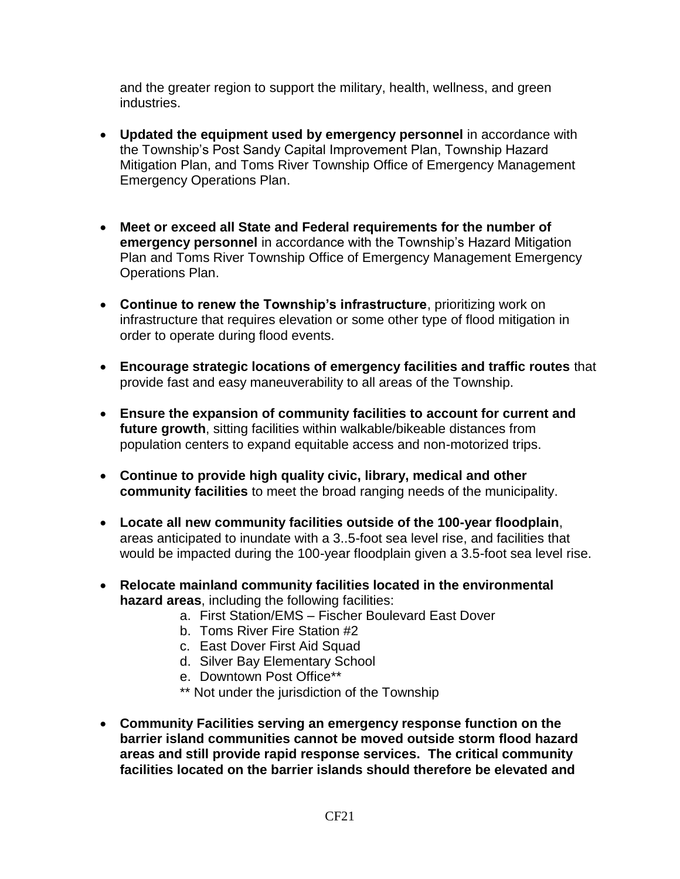and the greater region to support the military, health, wellness, and green industries.

- **Updated the equipment used by emergency personnel** in accordance with the Township's Post Sandy Capital Improvement Plan, Township Hazard Mitigation Plan, and Toms River Township Office of Emergency Management Emergency Operations Plan.

- **Meet or exceed all State and Federal requirements for the number of emergency personnel** in accordance with the Township's Hazard Mitigation Plan and Toms River Township Office of Emergency Management Emergency Operations Plan.

- **Continue to renew the Township's infrastructure**, prioritizing work on infrastructure that requires elevation or some other type of flood mitigation in order to operate during flood events.

- **Encourage strategic locations of emergency facilities and traffic routes** that provide fast and easy maneuverability to all areas of the Township.

- **Ensure the expansion of community facilities to account for current and future growth**, sitting facilities within walkable/bikeable distances from population centers to expand equitable access and non-motorized trips.

- **Continue to provide high quality civic, library, medical and other community facilities** to meet the broad ranging needs of the municipality.

- **Locate all new community facilities outside of the 100-year floodplain**, areas anticipated to inundate with a 3..5-foot sea level rise, and facilities that would be impacted during the 100-year floodplain given a 3.5-foot sea level rise.

- **Relocate mainland community facilities located in the environmental hazard areas**, including the following facilities:
  a. First Station/EMS – Fischer Boulevard East Dover
  b. Toms River Fire Station #2
  c. East Dover First Aid Squad
  d. Silver Bay Elementary School
  e. Downtown Post Office**

  ** Not under the jurisdiction of the Township

- **Community Facilities serving an emergency response function on the barrier island communities cannot be moved outside storm flood hazard areas and still provide rapid response services. The critical community facilities located on the barrier islands should therefore be elevated and**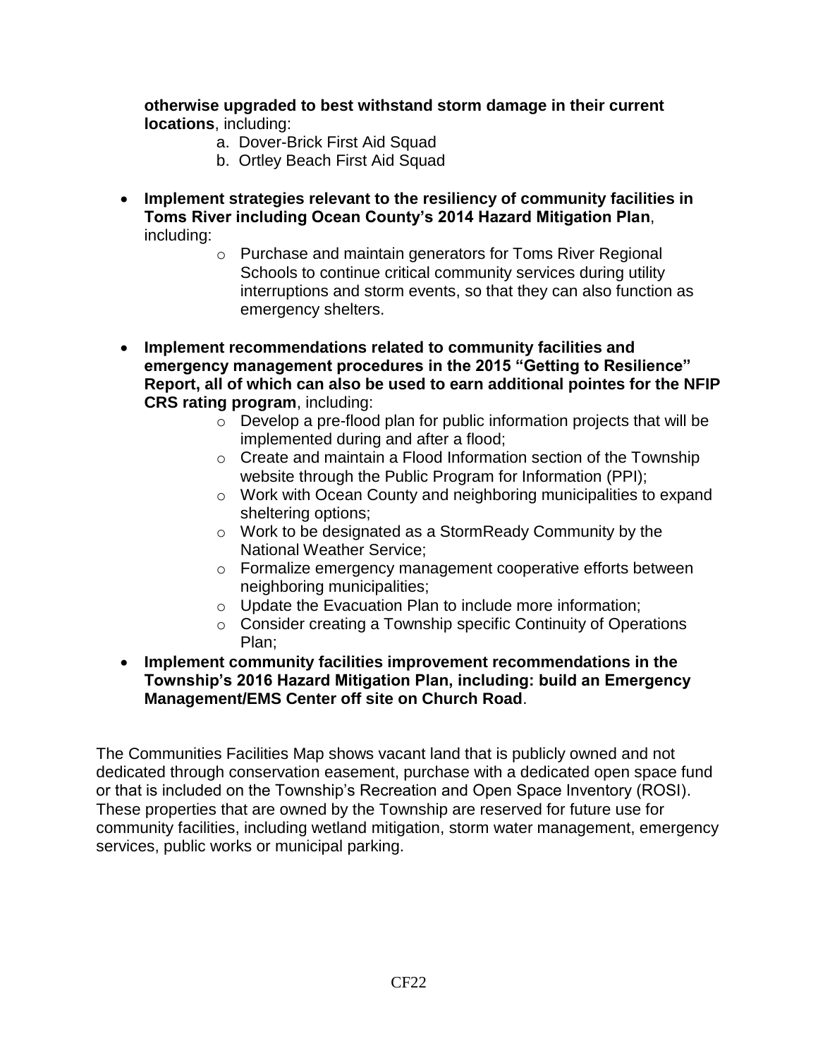**otherwise upgraded to best withstand storm damage in their current locations**, including:

a. Dover-Brick First Aid Squad
b. Ortley Beach First Aid Squad

- **Implement strategies relevant to the resiliency of community facilities in Toms River including Ocean County's 2014 Hazard Mitigation Plan**, including:
  - Purchase and maintain generators for Toms River Regional Schools to continue critical community services during utility interruptions and storm events, so that they can also function as emergency shelters.
- **Implement recommendations related to community facilities and emergency management procedures in the 2015 "Getting to Resilience" Report, all of which can also be used to earn additional pointes for the NFIP CRS rating program**, including:
  - Develop a pre-flood plan for public information projects that will be implemented during and after a flood;
  - Create and maintain a Flood Information section of the Township website through the Public Program for Information (PPI);
  - Work with Ocean County and neighboring municipalities to expand sheltering options;
  - Work to be designated as a StormReady Community by the National Weather Service;
  - Formalize emergency management cooperative efforts between neighboring municipalities;
  - Update the Evacuation Plan to include more information;
  - Consider creating a Township specific Continuity of Operations Plan;
- **Implement community facilities improvement recommendations in the Township's 2016 Hazard Mitigation Plan, including: build an Emergency Management/EMS Center off site on Church Road**.

The Communities Facilities Map shows vacant land that is publicly owned and not dedicated through conservation easement, purchase with a dedicated open space fund or that is included on the Township's Recreation and Open Space Inventory (ROSI). These properties that are owned by the Township are reserved for future use for community facilities, including wetland mitigation, storm water management, emergency services, public works or municipal parking.